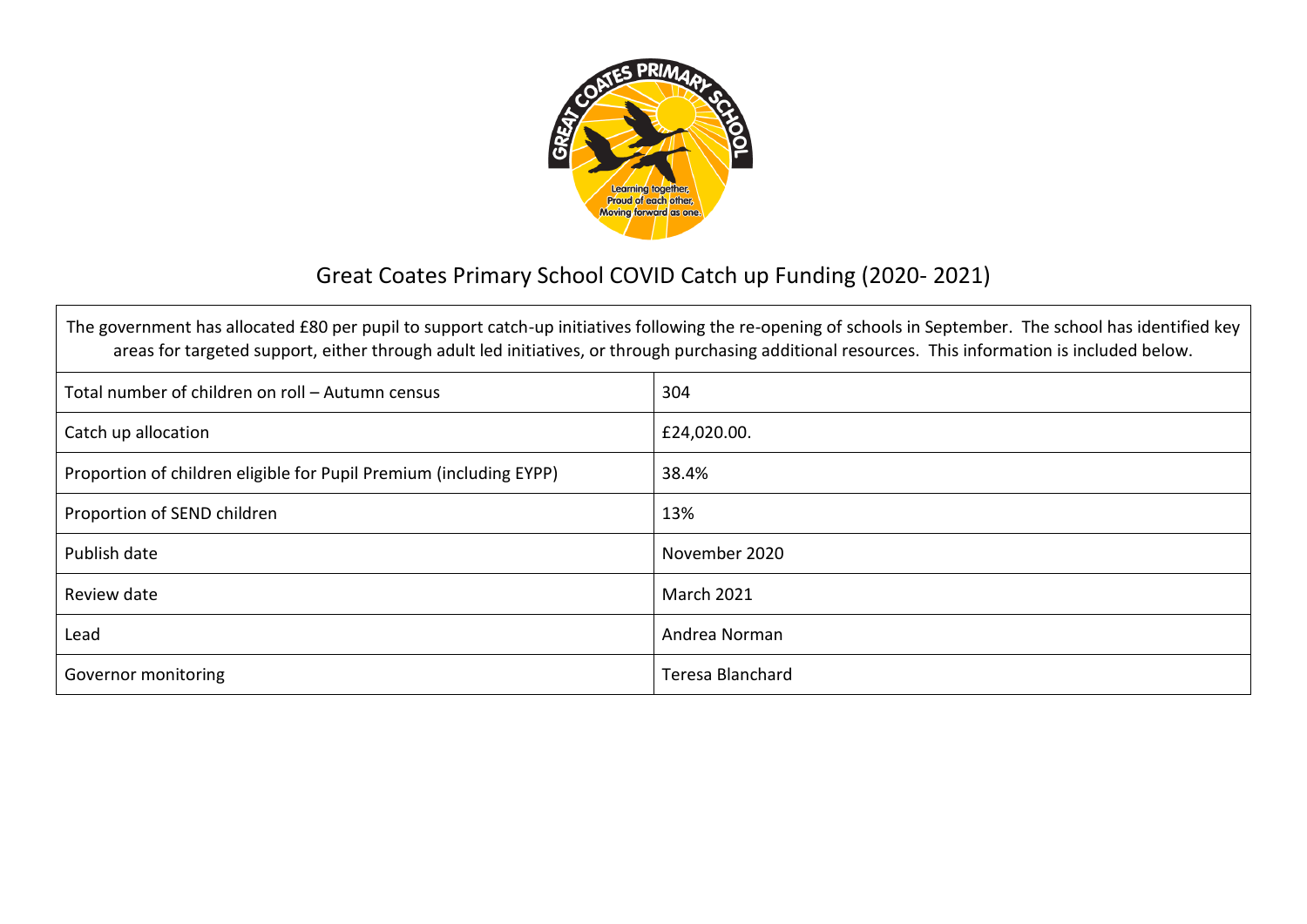# Great Coates Primary School COVID Catch up Funding (2020- 2021)

The government has allocated £80 per pupil to support catch-up initiatives following the re-opening of schools in September. The school has identified key areas for targeted support, either through adult led initiatives, or through purchasing additional resources. This information is included below.

| | |
|---|---|
| Total number of children on roll – Autumn census | 304 |
| Catch up allocation | £24,020.00. |
| Proportion of children eligible for Pupil Premium (including EYPP) | 38.4% |
| Proportion of SEND children | 13% |
| Publish date | November 2020 |
| Review date | March 2021 |
| Lead | Andrea Norman |
| Governor monitoring | Teresa Blanchard |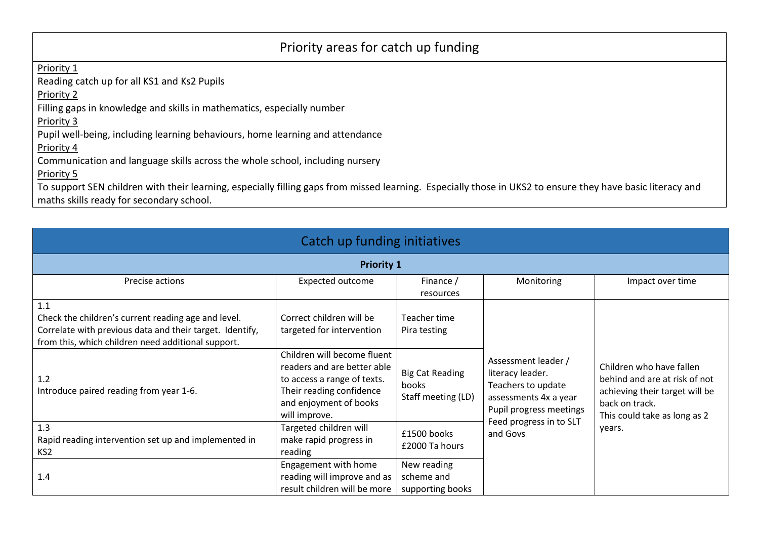## Priority areas for catch up funding

Priority 1

Reading catch up for all KS1 and Ks2 Pupils

Priority 2

Filling gaps in knowledge and skills in mathematics, especially number

Priority 3

Pupil well-being, including learning behaviours, home learning and attendance

Priority 4

Communication and language skills across the whole school, including nursery

Priority 5

To support SEN children with their learning, especially filling gaps from missed learning. Especially those in UKS2 to ensure they have basic literacy and maths skills ready for secondary school.

## Catch up funding initiatives

**Priority 1**

| Precise actions | Expected outcome | Finance / resources | Monitoring | Impact over time |
|---|---|---|---|---|
| 1.1<br>Check the children's current reading age and level. Correlate with previous data and their target. Identify, from this, which children need additional support. | Correct children will be targeted for intervention | Teacher time<br>Pira testing | Assessment leader / literacy leader.<br>Teachers to update assessments 4x a year<br>Pupil progress meetings<br>Feed progress in to SLT and Govs | Children who have fallen behind and are at risk of not achieving their target will be back on track.<br>This could take as long as 2 years. |
| 1.2<br>Introduce paired reading from year 1-6. | Children will become fluent readers and are better able to access a range of texts. Their reading confidence and enjoyment of books will improve. | Big Cat Reading books<br>Staff meeting (LD) | | |
| 1.3<br>Rapid reading intervention set up and implemented in KS2 | Targeted children will make rapid progress in reading | £1500 books<br>£2000 Ta hours | | |
| 1.4 | Engagement with home reading will improve and as result children will be more | New reading scheme and supporting books | | |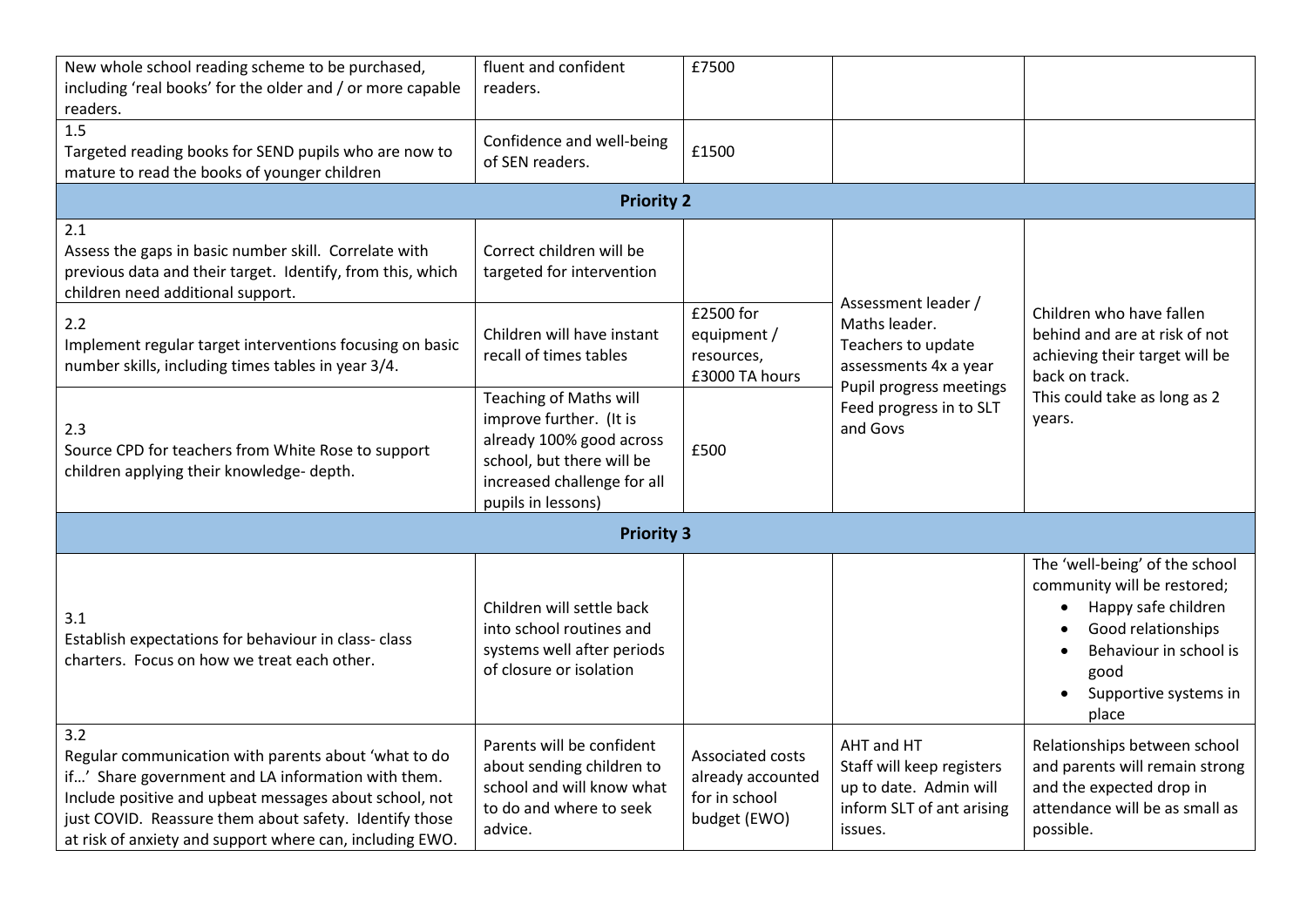| | | | | |
|---|---|---|---|---|
| New whole school reading scheme to be purchased, including 'real books' for the older and / or more capable readers. | fluent and confident readers. | £7500 | | |
| 1.5<br>Targeted reading books for SEND pupils who are now to mature to read the books of younger children | Confidence and well-being of SEN readers. | £1500 | | |
| **Priority 2** | | | | |
| 2.1<br>Assess the gaps in basic number skill. Correlate with previous data and their target. Identify, from this, which children need additional support. | Correct children will be targeted for intervention | | Assessment leader / Maths leader.<br>Teachers to update assessments 4x a year<br>Pupil progress meetings<br>Feed progress in to SLT and Govs | Children who have fallen behind and are at risk of not achieving their target will be back on track.<br>This could take as long as 2 years. |
| 2.2<br>Implement regular target interventions focusing on basic number skills, including times tables in year 3/4. | Children will have instant recall of times tables | £2500 for equipment / resources,<br>£3000 TA hours | | |
| 2.3<br>Source CPD for teachers from White Rose to support children applying their knowledge- depth. | Teaching of Maths will improve further. (It is already 100% good across school, but there will be increased challenge for all pupils in lessons) | £500 | | |
| **Priority 3** | | | | |
| 3.1<br>Establish expectations for behaviour in class- class charters. Focus on how we treat each other. | Children will settle back into school routines and systems well after periods of closure or isolation | | | The 'well-being' of the school community will be restored;<br>• Happy safe children<br>• Good relationships<br>• Behaviour in school is good<br>• Supportive systems in place |
| 3.2<br>Regular communication with parents about 'what to do if…' Share government and LA information with them. Include positive and upbeat messages about school, not just COVID. Reassure them about safety. Identify those at risk of anxiety and support where can, including EWO. | Parents will be confident about sending children to school and will know what to do and where to seek advice. | Associated costs already accounted for in school budget (EWO) | AHT and HT<br>Staff will keep registers up to date. Admin will inform SLT of ant arising issues. | Relationships between school and parents will remain strong and the expected drop in attendance will be as small as possible. |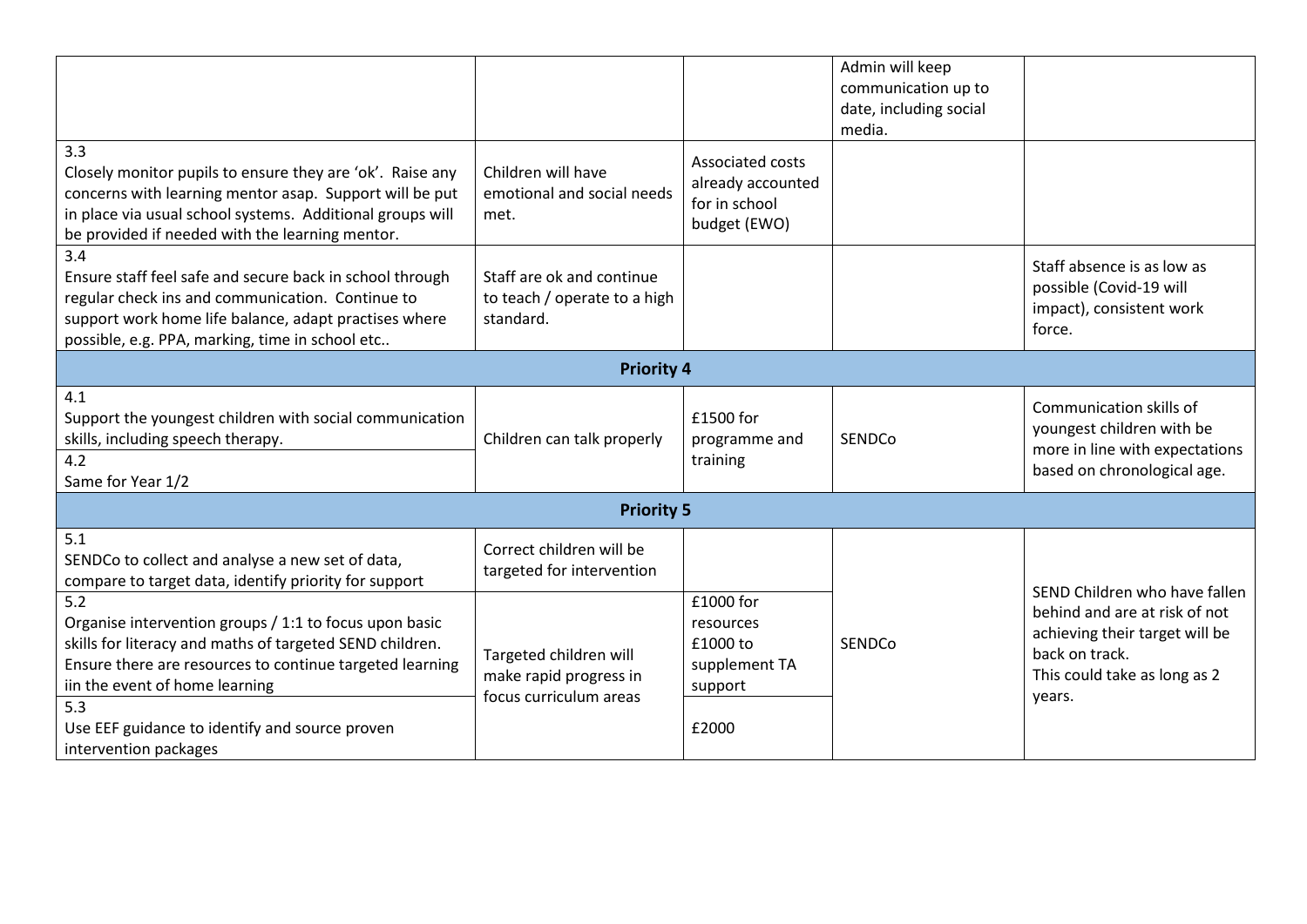| | | | | |
|---|---|---|---|---|
| | | | Admin will keep communication up to date, including social media. | |
| 3.3<br>Closely monitor pupils to ensure they are 'ok'. Raise any concerns with learning mentor asap. Support will be put in place via usual school systems. Additional groups will be provided if needed with the learning mentor. | Children will have emotional and social needs met. | Associated costs already accounted for in school budget (EWO) | | |
| 3.4<br>Ensure staff feel safe and secure back in school through regular check ins and communication. Continue to support work home life balance, adapt practises where possible, e.g. PPA, marking, time in school etc.. | Staff are ok and continue to teach / operate to a high standard. | | | Staff absence is as low as possible (Covid-19 will impact), consistent work force. |
| **Priority 4** | | | | |
| 4.1<br>Support the youngest children with social communication skills, including speech therapy.<br>4.2<br>Same for Year 1/2 | Children can talk properly | £1500 for programme and training | SENDCo | Communication skills of youngest children with be more in line with expectations based on chronological age. |
| **Priority 5** | | | | |
| 5.1<br>SENDCo to collect and analyse a new set of data, compare to target data, identify priority for support | Correct children will be targeted for intervention | | SENDCo | SEND Children who have fallen behind and are at risk of not achieving their target will be back on track.<br>This could take as long as 2 years. |
| 5.2<br>Organise intervention groups / 1:1 to focus upon basic skills for literacy and maths of targeted SEND children. Ensure there are resources to continue targeted learning iin the event of home learning | Targeted children will make rapid progress in focus curriculum areas | £1000 for resources<br>£1000 to supplement TA support | | |
| 5.3<br>Use EEF guidance to identify and source proven intervention packages | | £2000 | | |